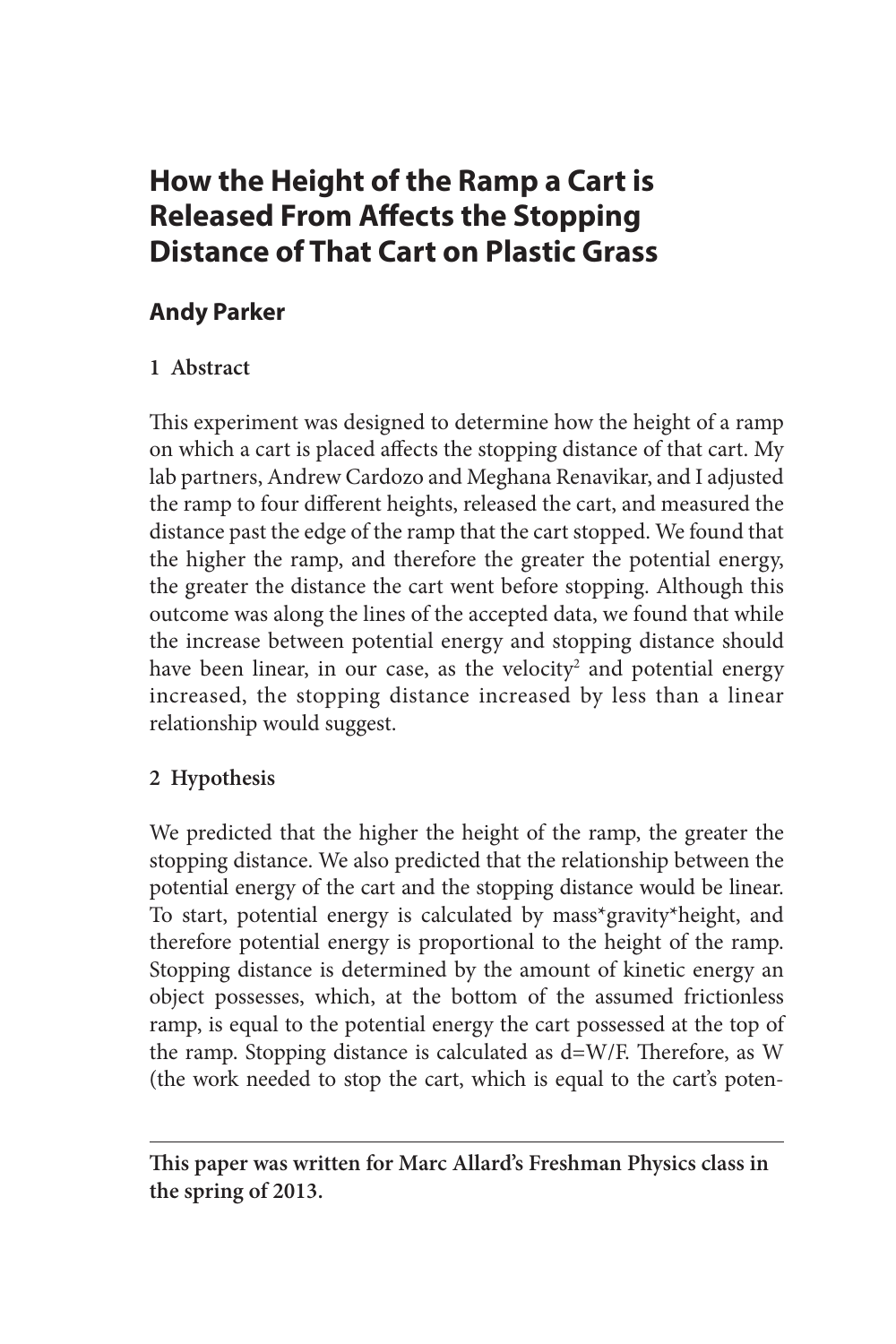# How the Height of the Ramp a Cart is Released From Affects the Stopping Distance of That Cart on Plastic Grass

## Andy Parker

### 1 Abstract

This experiment was designed to determine how the height of a ramp on which a cart is placed affects the stopping distance of that cart. My lab partners, Andrew Cardozo and Meghana Renavikar, and I adjusted the ramp to four different heights, released the cart, and measured the distance past the edge of the ramp that the cart stopped. We found that the higher the ramp, and therefore the greater the potential energy, the greater the distance the cart went before stopping. Although this outcome was along the lines of the accepted data, we found that while the increase between potential energy and stopping distance should have been linear, in our case, as the velocity$^2$ and potential energy increased, the stopping distance increased by less than a linear relationship would suggest.

### 2 Hypothesis

We predicted that the higher the height of the ramp, the greater the stopping distance. We also predicted that the relationship between the potential energy of the cart and the stopping distance would be linear. To start, potential energy is calculated by mass*gravity*height, and therefore potential energy is proportional to the height of the ramp. Stopping distance is determined by the amount of kinetic energy an object possesses, which, at the bottom of the assumed frictionless ramp, is equal to the potential energy the cart possessed at the top of the ramp. Stopping distance is calculated as $d=W/F$. Therefore, as W (the work needed to stop the cart, which is equal to the cart's poten-

**This paper was written for Marc Allard's Freshman Physics class in the spring of 2013.**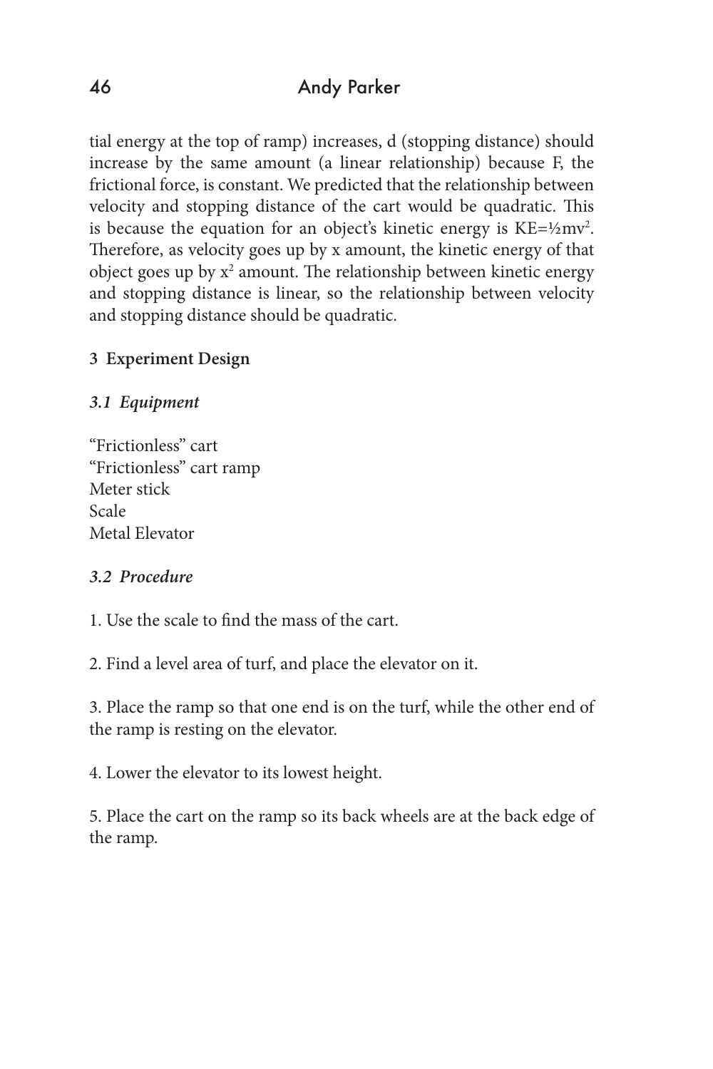tial energy at the top of ramp) increases, d (stopping distance) should increase by the same amount (a linear relationship) because F, the frictional force, is constant. We predicted that the relationship between velocity and stopping distance of the cart would be quadratic. This is because the equation for an object's kinetic energy is $KE=\frac{1}{2}mv^2$. Therefore, as velocity goes up by x amount, the kinetic energy of that object goes up by $x^2$ amount. The relationship between kinetic energy and stopping distance is linear, so the relationship between velocity and stopping distance should be quadratic.

## 3 Experiment Design

### *3.1 Equipment*

"Frictionless" cart
"Frictionless" cart ramp
Meter stick
Scale
Metal Elevator

### *3.2 Procedure*

1. Use the scale to find the mass of the cart.

2. Find a level area of turf, and place the elevator on it.

3. Place the ramp so that one end is on the turf, while the other end of the ramp is resting on the elevator.

4. Lower the elevator to its lowest height.

5. Place the cart on the ramp so its back wheels are at the back edge of the ramp.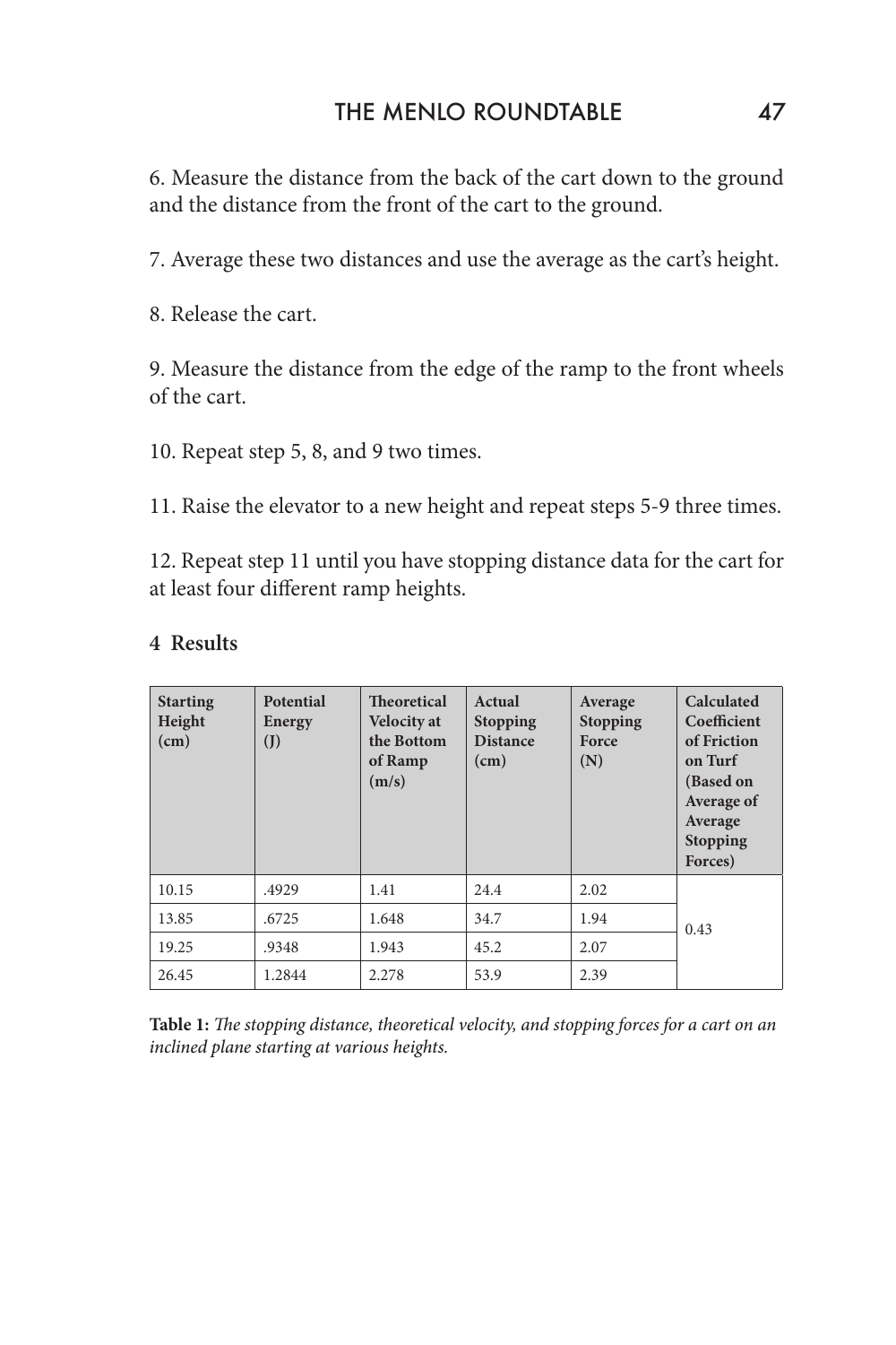6. Measure the distance from the back of the cart down to the ground and the distance from the front of the cart to the ground.

7. Average these two distances and use the average as the cart's height.

8. Release the cart.

9. Measure the distance from the edge of the ramp to the front wheels of the cart.

10. Repeat step 5, 8, and 9 two times.

11. Raise the elevator to a new height and repeat steps 5-9 three times.

12. Repeat step 11 until you have stopping distance data for the cart for at least four different ramp heights.

## 4 Results

| Starting Height (cm) | Potential Energy (J) | Theoretical Velocity at the Bottom of Ramp (m/s) | Actual Stopping Distance (cm) | Average Stopping Force (N) | Calculated Coefficient of Friction on Turf (Based on Average of Average Stopping Forces) |
|---|---|---|---|---|---|
| 10.15 | .4929 | 1.41 | 24.4 | 2.02 | 0.43 |
| 13.85 | .6725 | 1.648 | 34.7 | 1.94 | |
| 19.25 | .9348 | 1.943 | 45.2 | 2.07 | |
| 26.45 | 1.2844 | 2.278 | 53.9 | 2.39 | |

**Table 1:** *The stopping distance, theoretical velocity, and stopping forces for a cart on an inclined plane starting at various heights.*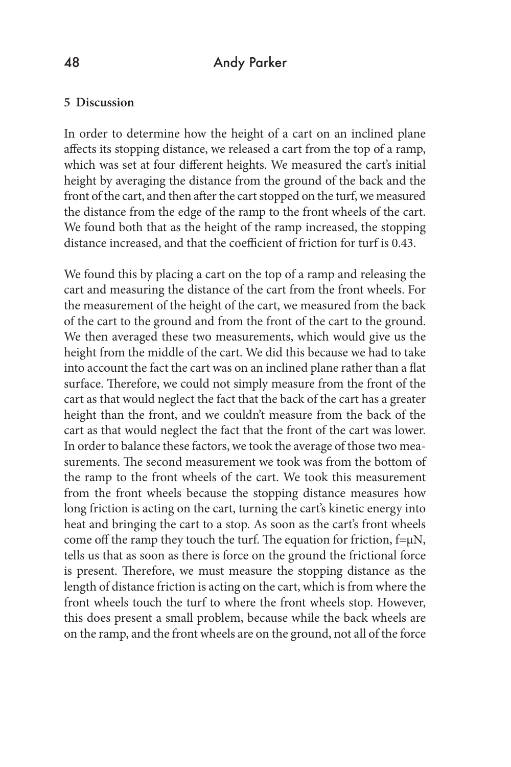## 5 Discussion

In order to determine how the height of a cart on an inclined plane affects its stopping distance, we released a cart from the top of a ramp, which was set at four different heights. We measured the cart's initial height by averaging the distance from the ground of the back and the front of the cart, and then after the cart stopped on the turf, we measured the distance from the edge of the ramp to the front wheels of the cart. We found both that as the height of the ramp increased, the stopping distance increased, and that the coefficient of friction for turf is 0.43.

We found this by placing a cart on the top of a ramp and releasing the cart and measuring the distance of the cart from the front wheels. For the measurement of the height of the cart, we measured from the back of the cart to the ground and from the front of the cart to the ground. We then averaged these two measurements, which would give us the height from the middle of the cart. We did this because we had to take into account the fact the cart was on an inclined plane rather than a flat surface. Therefore, we could not simply measure from the front of the cart as that would neglect the fact that the back of the cart has a greater height than the front, and we couldn't measure from the back of the cart as that would neglect the fact that the front of the cart was lower. In order to balance these factors, we took the average of those two measurements. The second measurement we took was from the bottom of the ramp to the front wheels of the cart. We took this measurement from the front wheels because the stopping distance measures how long friction is acting on the cart, turning the cart's kinetic energy into heat and bringing the cart to a stop. As soon as the cart's front wheels come off the ramp they touch the turf. The equation for friction, $f=\mu N$, tells us that as soon as there is force on the ground the frictional force is present. Therefore, we must measure the stopping distance as the length of distance friction is acting on the cart, which is from where the front wheels touch the turf to where the front wheels stop. However, this does present a small problem, because while the back wheels are on the ramp, and the front wheels are on the ground, not all of the force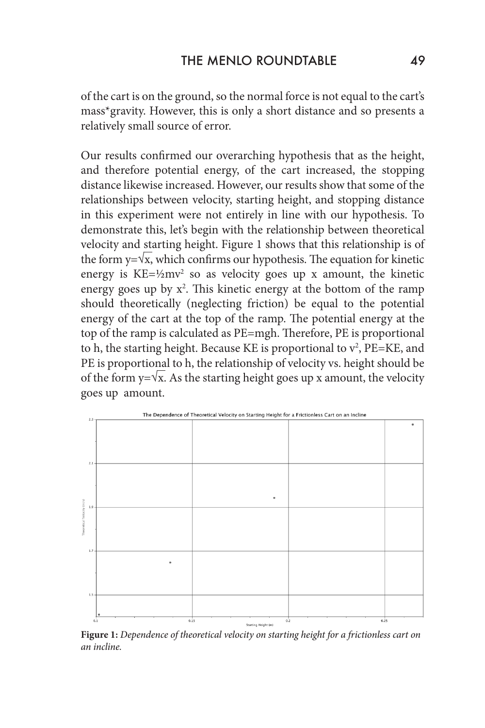of the cart is on the ground, so the normal force is not equal to the cart's mass*gravity. However, this is only a short distance and so presents a relatively small source of error.

Our results confirmed our overarching hypothesis that as the height, and therefore potential energy, of the cart increased, the stopping distance likewise increased. However, our results show that some of the relationships between velocity, starting height, and stopping distance in this experiment were not entirely in line with our hypothesis. To demonstrate this, let's begin with the relationship between theoretical velocity and starting height. Figure 1 shows that this relationship is of the form $y=\sqrt{x}$, which confirms our hypothesis. The equation for kinetic energy is $KE=\frac{1}{2}mv^2$ so as velocity goes up x amount, the kinetic energy goes up by $x^2$. This kinetic energy at the bottom of the ramp should theoretically (neglecting friction) be equal to the potential energy of the cart at the top of the ramp. The potential energy at the top of the ramp is calculated as $PE=mgh$. Therefore, PE is proportional to h, the starting height. Because KE is proportional to $v^2$, PE=KE, and PE is proportional to h, the relationship of velocity vs. height should be of the form $y=\sqrt{x}$. As the starting height goes up x amount, the velocity goes up  amount.

**Figure 1:** *Dependence of theoretical velocity on starting height for a frictionless cart on an incline.*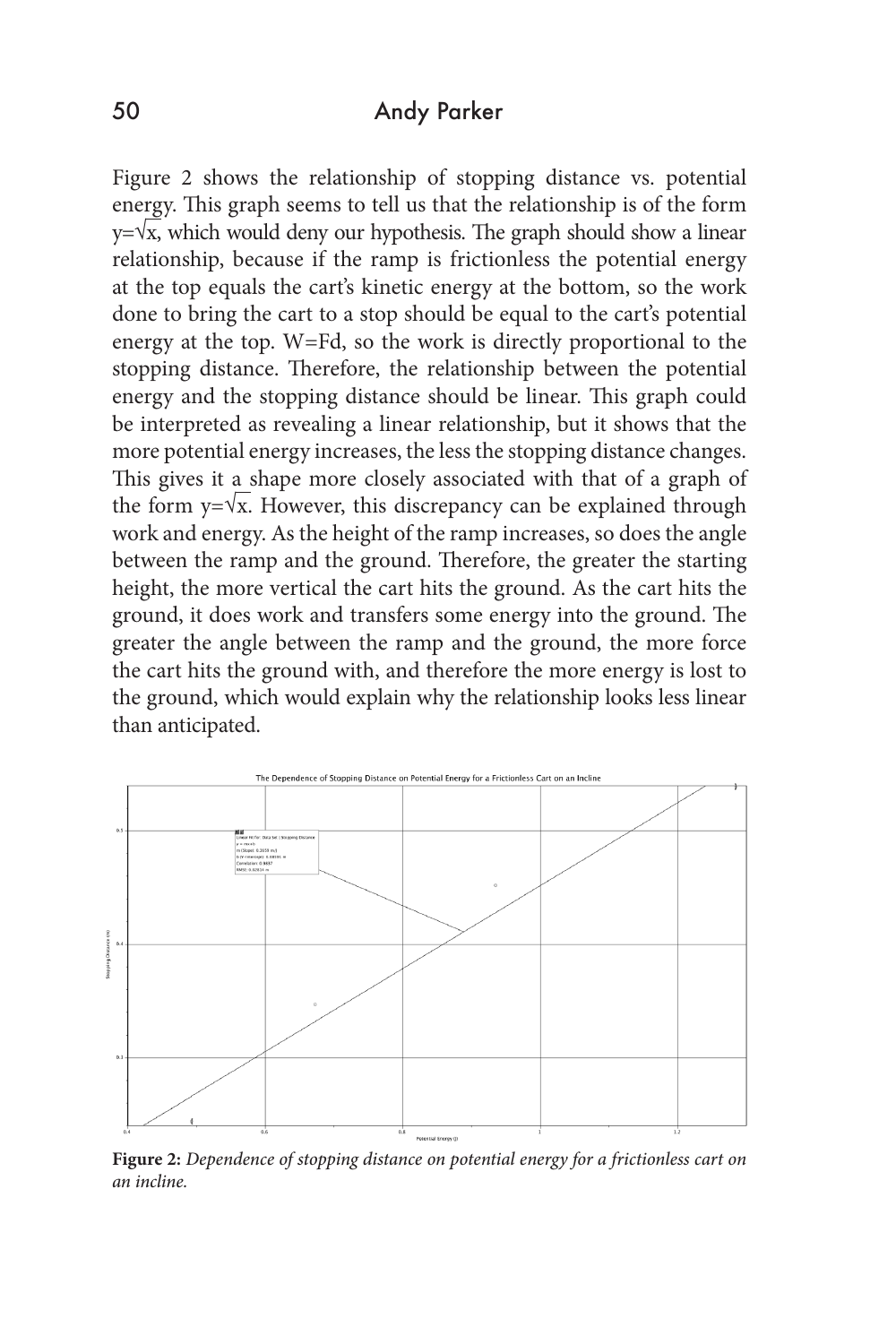Figure 2 shows the relationship of stopping distance vs. potential energy. This graph seems to tell us that the relationship is of the form $y=\sqrt{x}$, which would deny our hypothesis. The graph should show a linear relationship, because if the ramp is frictionless the potential energy at the top equals the cart's kinetic energy at the bottom, so the work done to bring the cart to a stop should be equal to the cart's potential energy at the top. $W=Fd$, so the work is directly proportional to the stopping distance. Therefore, the relationship between the potential energy and the stopping distance should be linear. This graph could be interpreted as revealing a linear relationship, but it shows that the more potential energy increases, the less the stopping distance changes. This gives it a shape more closely associated with that of a graph of the form $y=\sqrt{x}$. However, this discrepancy can be explained through work and energy. As the height of the ramp increases, so does the angle between the ramp and the ground. Therefore, the greater the starting height, the more vertical the cart hits the ground. As the cart hits the ground, it does work and transfers some energy into the ground. The greater the angle between the ramp and the ground, the more force the cart hits the ground with, and therefore the more energy is lost to the ground, which would explain why the relationship looks less linear than anticipated.

**Figure 2:** *Dependence of stopping distance on potential energy for a frictionless cart on an incline.*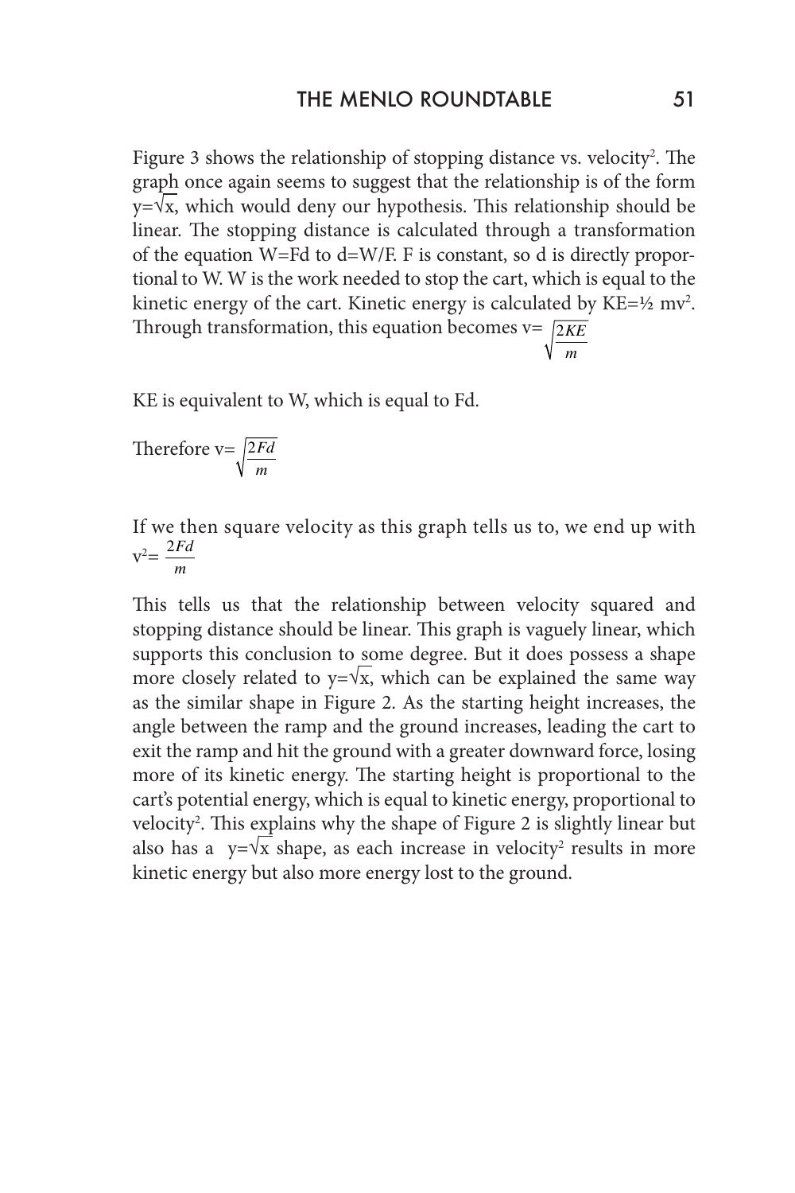Figure 3 shows the relationship of stopping distance vs. velocity$^2$. The graph once again seems to suggest that the relationship is of the form $y=\sqrt{x}$, which would deny our hypothesis. This relationship should be linear. The stopping distance is calculated through a transformation of the equation W=Fd to d=W/F. F is constant, so d is directly proportional to W. W is the work needed to stop the cart, which is equal to the kinetic energy of the cart. Kinetic energy is calculated by KE=½ mv$^2$. Through transformation, this equation becomes $v=\sqrt{\frac{2KE}{m}}$

KE is equivalent to W, which is equal to Fd.

Therefore $v=\sqrt{\frac{2Fd}{m}}$

If we then square velocity as this graph tells us to, we end up with $v^2=\frac{2Fd}{m}$

This tells us that the relationship between velocity squared and stopping distance should be linear. This graph is vaguely linear, which supports this conclusion to some degree. But it does possess a shape more closely related to $y=\sqrt{x}$, which can be explained the same way as the similar shape in Figure 2. As the starting height increases, the angle between the ramp and the ground increases, leading the cart to exit the ramp and hit the ground with a greater downward force, losing more of its kinetic energy. The starting height is proportional to the cart's potential energy, which is equal to kinetic energy, proportional to velocity$^2$. This explains why the shape of Figure 2 is slightly linear but also has a $y=\sqrt{x}$ shape, as each increase in velocity$^2$ results in more kinetic energy but also more energy lost to the ground.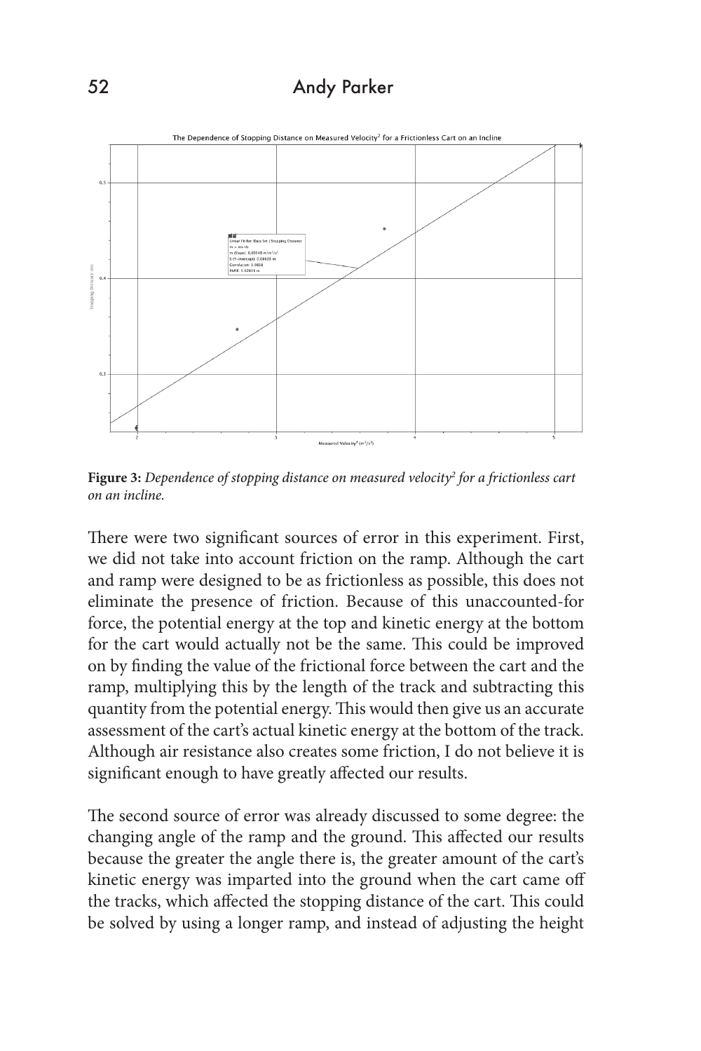**Figure 3:** *Dependence of stopping distance on measured velocity$^2$ for a frictionless cart on an incline.*

There were two significant sources of error in this experiment. First, we did not take into account friction on the ramp. Although the cart and ramp were designed to be as frictionless as possible, this does not eliminate the presence of friction. Because of this unaccounted-for force, the potential energy at the top and kinetic energy at the bottom for the cart would actually not be the same. This could be improved on by finding the value of the frictional force between the cart and the ramp, multiplying this by the length of the track and subtracting this quantity from the potential energy. This would then give us an accurate assessment of the cart's actual kinetic energy at the bottom of the track. Although air resistance also creates some friction, I do not believe it is significant enough to have greatly affected our results.

The second source of error was already discussed to some degree: the changing angle of the ramp and the ground. This affected our results because the greater the angle there is, the greater amount of the cart's kinetic energy was imparted into the ground when the cart came off the tracks, which affected the stopping distance of the cart. This could be solved by using a longer ramp, and instead of adjusting the height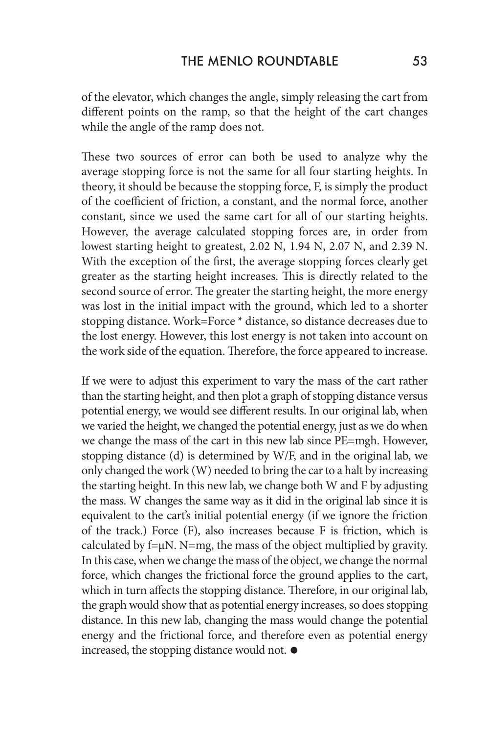of the elevator, which changes the angle, simply releasing the cart from different points on the ramp, so that the height of the cart changes while the angle of the ramp does not.

These two sources of error can both be used to analyze why the average stopping force is not the same for all four starting heights. In theory, it should be because the stopping force, F, is simply the product of the coefficient of friction, a constant, and the normal force, another constant, since we used the same cart for all of our starting heights. However, the average calculated stopping forces are, in order from lowest starting height to greatest, 2.02 N, 1.94 N, 2.07 N, and 2.39 N. With the exception of the first, the average stopping forces clearly get greater as the starting height increases. This is directly related to the second source of error. The greater the starting height, the more energy was lost in the initial impact with the ground, which led to a shorter stopping distance. Work=Force * distance, so distance decreases due to the lost energy. However, this lost energy is not taken into account on the work side of the equation. Therefore, the force appeared to increase.

If we were to adjust this experiment to vary the mass of the cart rather than the starting height, and then plot a graph of stopping distance versus potential energy, we would see different results. In our original lab, when we varied the height, we changed the potential energy, just as we do when we change the mass of the cart in this new lab since PE=mgh. However, stopping distance (d) is determined by W/F, and in the original lab, we only changed the work (W) needed to bring the car to a halt by increasing the starting height. In this new lab, we change both W and F by adjusting the mass. W changes the same way as it did in the original lab since it is equivalent to the cart's initial potential energy (if we ignore the friction of the track.) Force (F), also increases because F is friction, which is calculated by f=μN. N=mg, the mass of the object multiplied by gravity. In this case, when we change the mass of the object, we change the normal force, which changes the frictional force the ground applies to the cart, which in turn affects the stopping distance. Therefore, in our original lab, the graph would show that as potential energy increases, so does stopping distance. In this new lab, changing the mass would change the potential energy and the frictional force, and therefore even as potential energy increased, the stopping distance would not. ●